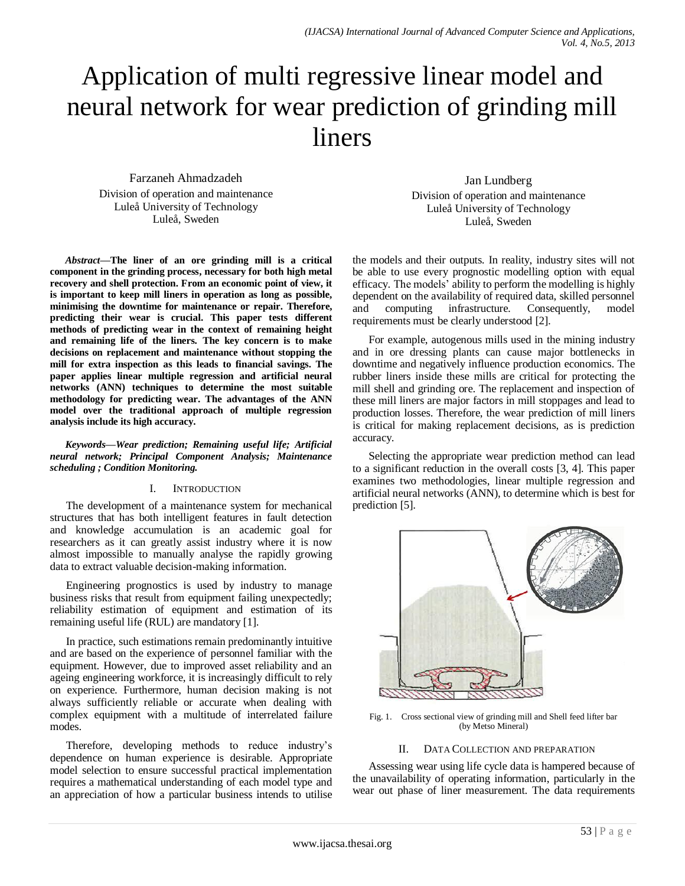# Application of multi regressive linear model and neural network for wear prediction of grinding mill liners

Farzaneh Ahmadzadeh
Division of operation and maintenance
Luleå University of Technology
Luleå, Sweden

Jan Lundberg
Division of operation and maintenance
Luleå University of Technology
Luleå, Sweden

***Abstract*—The liner of an ore grinding mill is a critical component in the grinding process, necessary for both high metal recovery and shell protection. From an economic point of view, it is important to keep mill liners in operation as long as possible, minimising the downtime for maintenance or repair. Therefore, predicting their wear is crucial. This paper tests different methods of predicting wear in the context of remaining height and remaining life of the liners. The key concern is to make decisions on replacement and maintenance without stopping the mill for extra inspection as this leads to financial savings. The paper applies linear multiple regression and artificial neural networks (ANN) techniques to determine the most suitable methodology for predicting wear. The advantages of the ANN model over the traditional approach of multiple regression analysis include its high accuracy.**

***Keywords*—*Wear prediction; Remaining useful life; Artificial neural network; Principal Component Analysis; Maintenance scheduling ; Condition Monitoring.***

## I. INTRODUCTION

The development of a maintenance system for mechanical structures that has both intelligent features in fault detection and knowledge accumulation is an academic goal for researchers as it can greatly assist industry where it is now almost impossible to manually analyse the rapidly growing data to extract valuable decision-making information.

Engineering prognostics is used by industry to manage business risks that result from equipment failing unexpectedly; reliability estimation of equipment and estimation of its remaining useful life (RUL) are mandatory [1].

In practice, such estimations remain predominantly intuitive and are based on the experience of personnel familiar with the equipment. However, due to improved asset reliability and an ageing engineering workforce, it is increasingly difficult to rely on experience. Furthermore, human decision making is not always sufficiently reliable or accurate when dealing with complex equipment with a multitude of interrelated failure modes.

Therefore, developing methods to reduce industry's dependence on human experience is desirable. Appropriate model selection to ensure successful practical implementation requires a mathematical understanding of each model type and an appreciation of how a particular business intends to utilise the models and their outputs. In reality, industry sites will not be able to use every prognostic modelling option with equal efficacy. The models' ability to perform the modelling is highly dependent on the availability of required data, skilled personnel and computing infrastructure. Consequently, model requirements must be clearly understood [2].

For example, autogenous mills used in the mining industry and in ore dressing plants can cause major bottlenecks in downtime and negatively influence production economics. The rubber liners inside these mills are critical for protecting the mill shell and grinding ore. The replacement and inspection of these mill liners are major factors in mill stoppages and lead to production losses. Therefore, the wear prediction of mill liners is critical for making replacement decisions, as is prediction accuracy.

Selecting the appropriate wear prediction method can lead to a significant reduction in the overall costs [3, 4]. This paper examines two methodologies, linear multiple regression and artificial neural networks (ANN), to determine which is best for prediction [5].

Fig. 1. Cross sectional view of grinding mill and Shell feed lifter bar (by Metso Mineral)

## II. DATA COLLECTION AND PREPARATION

Assessing wear using life cycle data is hampered because of the unavailability of operating information, particularly in the wear out phase of liner measurement. The data requirements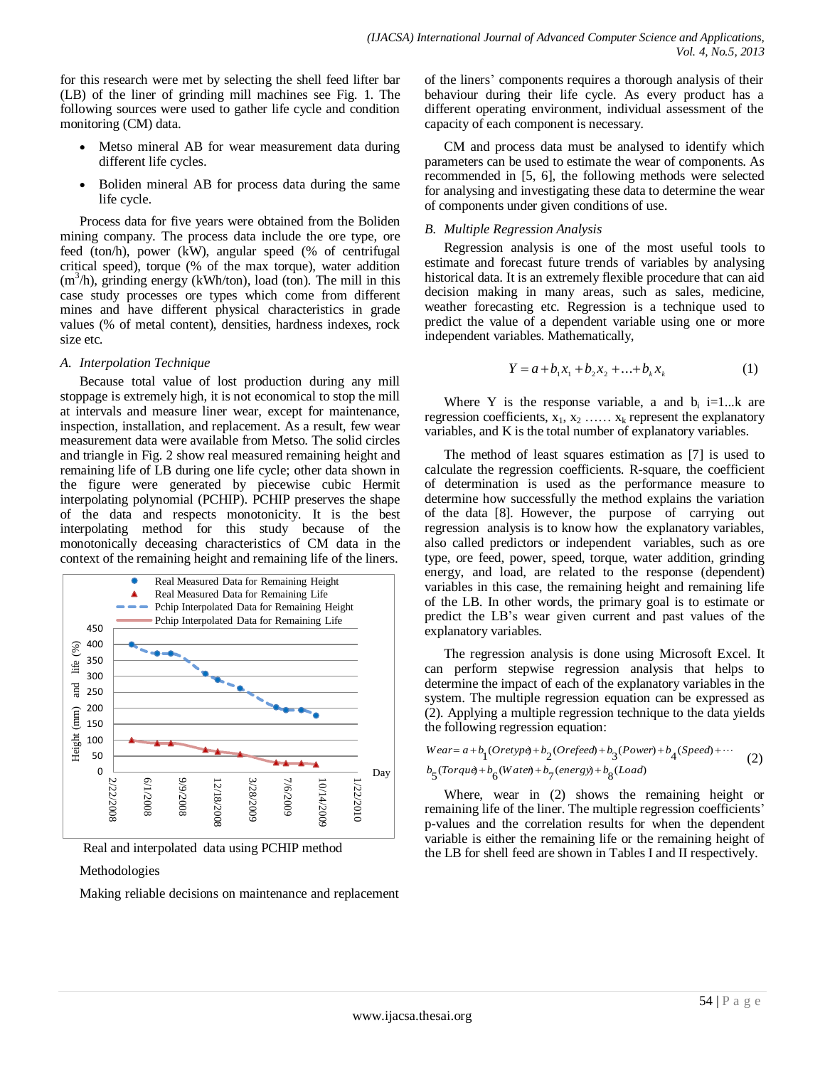for this research were met by selecting the shell feed lifter bar (LB) of the liner of grinding mill machines see Fig. 1. The following sources were used to gather life cycle and condition monitoring (CM) data.

- Metso mineral AB for wear measurement data during different life cycles.
- Boliden mineral AB for process data during the same life cycle.

Process data for five years were obtained from the Boliden mining company. The process data include the ore type, ore feed (ton/h), power (kW), angular speed (% of centrifugal critical speed), torque (% of the max torque), water addition ($m^3$/h), grinding energy (kWh/ton), load (ton). The mill in this case study processes ore types which come from different mines and have different physical characteristics in grade values (% of metal content), densities, hardness indexes, rock size etc.

### A. Interpolation Technique

Because total value of lost production during any mill stoppage is extremely high, it is not economical to stop the mill at intervals and measure liner wear, except for maintenance, inspection, installation, and replacement. As a result, few wear measurement data were available from Metso. The solid circles and triangle in Fig. 2 show real measured remaining height and remaining life of LB during one life cycle; other data shown in the figure were generated by piecewise cubic Hermit interpolating polynomial (PCHIP). PCHIP preserves the shape of the data and respects monotonicity. It is the best interpolating method for this study because of the monotonically deceasing characteristics of CM data in the context of the remaining height and remaining life of the liners.

Real Measured Data for Remaining Height
Real Measured Data for Remaining Life
Pchip Interpolated Data for Remaining Height
Pchip Interpolated Data for Remaining Life
Height (mm) and life (%)
450
400
350
300
250
200
150
100
50
0
Day
2/22/2008
6/1/2008
9/9/2008
12/18/2008
3/28/2009
7/6/2009
10/14/2009
1/22/2010

Real and interpolated data using PCHIP method

Methodologies

Making reliable decisions on maintenance and replacement of the liners' components requires a thorough analysis of their behaviour during their life cycle. As every product has a different operating environment, individual assessment of the capacity of each component is necessary.

CM and process data must be analysed to identify which parameters can be used to estimate the wear of components. As recommended in [5, 6], the following methods were selected for analysing and investigating these data to determine the wear of components under given conditions of use.

### B. Multiple Regression Analysis

Regression analysis is one of the most useful tools to estimate and forecast future trends of variables by analysing historical data. It is an extremely flexible procedure that can aid decision making in many areas, such as sales, medicine, weather forecasting etc. Regression is a technique used to predict the value of a dependent variable using one or more independent variables. Mathematically,

$$Y = a + b_1 x_1 + b_2 x_2 + \ldots + b_k x_k \tag{1}$$

Where Y is the response variable, a and $b_i$ i=1...k are regression coefficients, $x_1$, $x_2$ …… $x_k$ represent the explanatory variables, and K is the total number of explanatory variables.

The method of least squares estimation as [7] is used to calculate the regression coefficients. R-square, the coefficient of determination is used as the performance measure to determine how successfully the method explains the variation of the data [8]. However, the purpose of carrying out regression analysis is to know how the explanatory variables, also called predictors or independent variables, such as ore type, ore feed, power, speed, torque, water addition, grinding energy, and load, are related to the response (dependent) variables in this case, the remaining height and remaining life of the LB. In other words, the primary goal is to estimate or predict the LB's wear given current and past values of the explanatory variables.

The regression analysis is done using Microsoft Excel. It can perform stepwise regression analysis that helps to determine the impact of each of the explanatory variables in the system. The multiple regression equation can be expressed as (2). Applying a multiple regression technique to the data yields the following regression equation:

$$\begin{aligned} Wear = a + b_1(Oretype) + b_2(Orefeed) + b_3(Power) + b_4(Speed) + \cdots \\ b_5(Torque) + b_6(Water) + b_7(energy) + b_8(Load) \end{aligned} \tag{2}$$

Where, wear in (2) shows the remaining height or remaining life of the liner. The multiple regression coefficients' p-values and the correlation results for when the dependent variable is either the remaining life or the remaining height of the LB for shell feed are shown in Tables I and II respectively.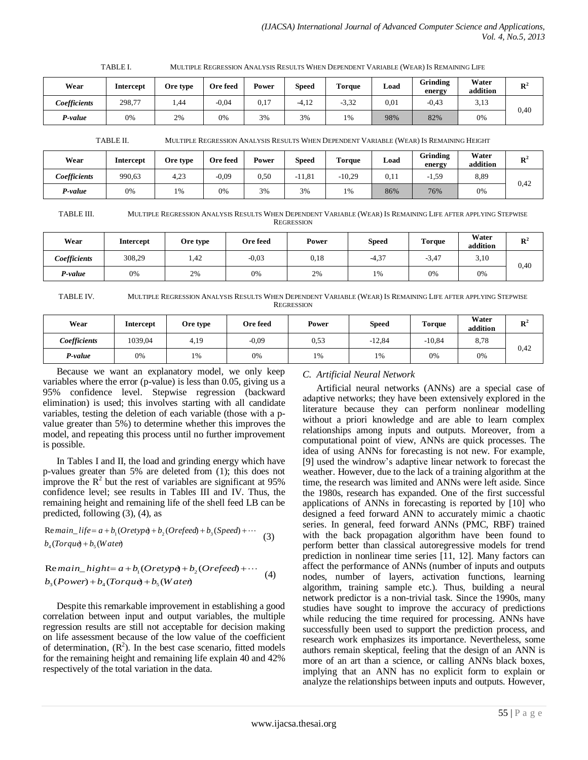TABLE I. MULTIPLE REGRESSION ANALYSIS RESULTS WHEN DEPENDENT VARIABLE (WEAR) IS REMAINING LIFE

| Wear | Intercept | Ore type | Ore feed | Power | Speed | Torque | Load | Grinding energy | Water addition | $R^2$ |
|---|---|---|---|---|---|---|---|---|---|---|
| ***Coefficients*** | 298,77 | 1,44 | -0,04 | 0,17 | -4,12 | -3,32 | 0,01 | -0,43 | 3,13 | 0,40 |
| ***P-value*** | 0% | 2% | 0% | 3% | 3% | 1% | 98% | 82% | 0% | |

TABLE II. MULTIPLE REGRESSION ANALYSIS RESULTS WHEN DEPENDENT VARIABLE (WEAR) IS REMAINING HEIGHT

| Wear | Intercept | Ore type | Ore feed | Power | Speed | Torque | Load | Grinding energy | Water addition | $R^2$ |
|---|---|---|---|---|---|---|---|---|---|---|
| ***Coefficients*** | 990,63 | 4,23 | -0,09 | 0,50 | -11,81 | -10,29 | 0,11 | -1,59 | 8,89 | 0,42 |
| ***P-value*** | 0% | 1% | 0% | 3% | 3% | 1% | 86% | 76% | 0% | |

TABLE III. MULTIPLE REGRESSION ANALYSIS RESULTS WHEN DEPENDENT VARIABLE (WEAR) IS REMAINING LIFE AFTER APPLYING STEPWISE REGRESSION

| Wear | Intercept | Ore type | Ore feed | Power | Speed | Torque | Water addition | $R^2$ |
|---|---|---|---|---|---|---|---|---|
| ***Coefficients*** | 308,29 | 1,42 | -0,03 | 0,18 | -4,37 | -3,47 | 3,10 | 0,40 |
| ***P-value*** | 0% | 2% | 0% | 2% | 1% | 0% | 0% | |

TABLE IV. MULTIPLE REGRESSION ANALYSIS RESULTS WHEN DEPENDENT VARIABLE (WEAR) IS REMAINING LIFE AFTER APPLYING STEPWISE REGRESSION

| Wear | Intercept | Ore type | Ore feed | Power | Speed | Torque | Water addition | $R^2$ |
|---|---|---|---|---|---|---|---|---|
| ***Coefficients*** | 1039,04 | 4,19 | -0,09 | 0,53 | -12,84 | -10,84 | 8,78 | 0,42 |
| ***P-value*** | 0% | 1% | 0% | 1% | 1% | 0% | 0% | |

Because we want an explanatory model, we only keep variables where the error (p-value) is less than 0.05, giving us a 95% confidence level. Stepwise regression (backward elimination) is used; this involves starting with all candidate variables, testing the deletion of each variable (those with a p-value greater than 5%) to determine whether this improves the model, and repeating this process until no further improvement is possible.

In Tables I and II, the load and grinding energy which have p-values greater than 5% are deleted from (1); this does not improve the $R^2$ but the rest of variables are significant at 95% confidence level; see results in Tables III and IV. Thus, the remaining height and remaining life of the shell feed LB can be predicted, following (3), (4), as

$$Remain\_life = a + b_1(Oretype) + b_2(Orefeed) + b_3(Speed) + \cdots b_4(Torque) + b_5(Water) \quad (3)$$

$$Remain\_hight = a + b_1(Oretype) + b_2(Orefeed) + \cdots b_3(Power) + b_4(Torque) + b_5(Water) \quad (4)$$

Despite this remarkable improvement in establishing a good correlation between input and output variables, the multiple regression results are still not acceptable for decision making on life assessment because of the low value of the coefficient of determination, ($R^2$). In the best case scenario, fitted models for the remaining height and remaining life explain 40 and 42% respectively of the total variation in the data.

### C. Artificial Neural Network

Artificial neural networks (ANNs) are a special case of adaptive networks; they have been extensively explored in the literature because they can perform nonlinear modelling without a priori knowledge and are able to learn complex relationships among inputs and outputs. Moreover, from a computational point of view, ANNs are quick processes. The idea of using ANNs for forecasting is not new. For example, [9] used the windrow's adaptive linear network to forecast the weather. However, due to the lack of a training algorithm at the time, the research was limited and ANNs were left aside. Since the 1980s, research has expanded. One of the first successful applications of ANNs in forecasting is reported by [10] who designed a feed forward ANN to accurately mimic a chaotic series. In general, feed forward ANNs (PMC, RBF) trained with the back propagation algorithm have been found to perform better than classical autoregressive models for trend prediction in nonlinear time series [11, 12]. Many factors can affect the performance of ANNs (number of inputs and outputs nodes, number of layers, activation functions, learning algorithm, training sample etc.). Thus, building a neural network predictor is a non-trivial task. Since the 1990s, many studies have sought to improve the accuracy of predictions while reducing the time required for processing. ANNs have successfully been used to support the prediction process, and research work emphasizes its importance. Nevertheless, some authors remain skeptical, feeling that the design of an ANN is more of an art than a science, or calling ANNs black boxes, implying that an ANN has no explicit form to explain or analyze the relationships between inputs and outputs. However,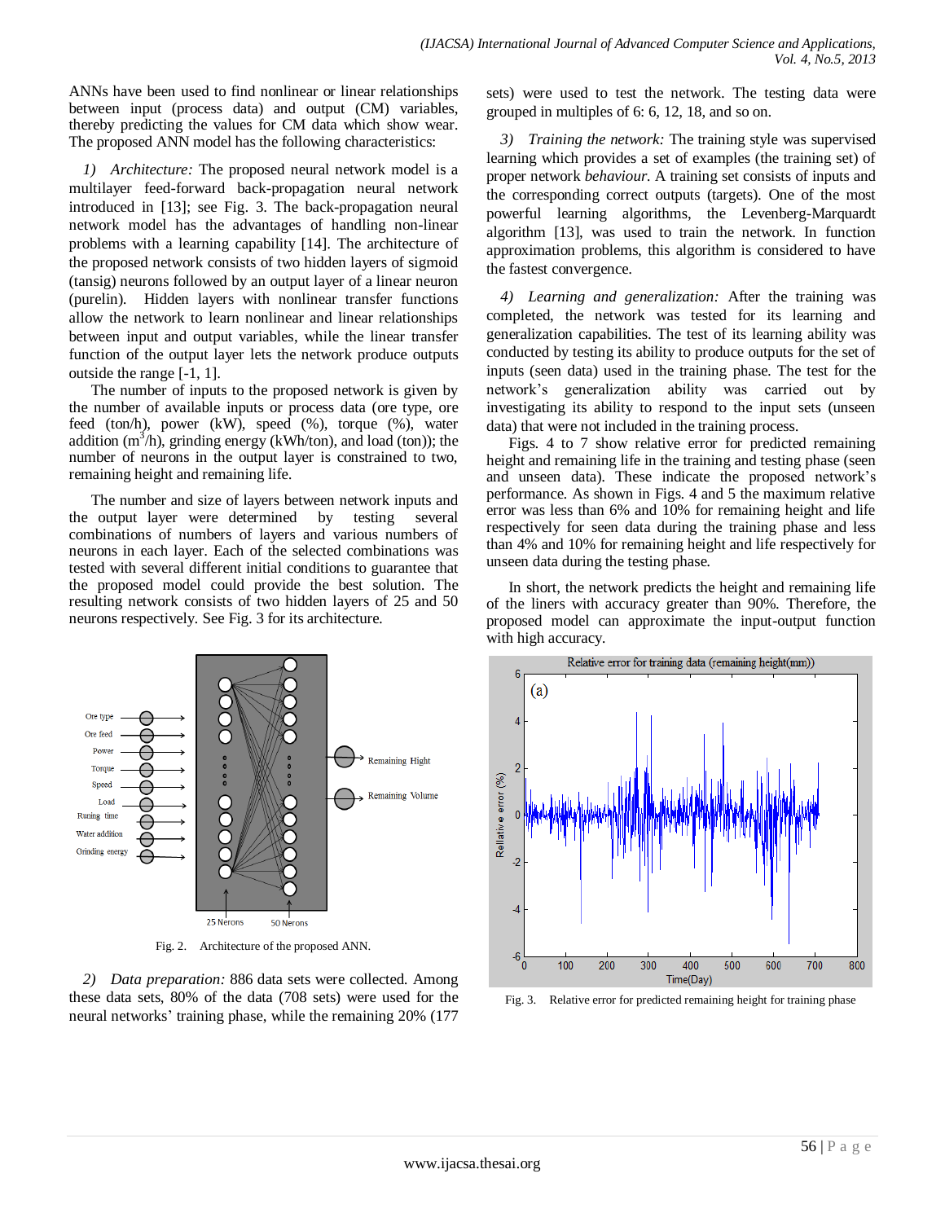ANNs have been used to find nonlinear or linear relationships between input (process data) and output (CM) variables, thereby predicting the values for CM data which show wear. The proposed ANN model has the following characteristics:

*1) Architecture:* The proposed neural network model is a multilayer feed-forward back-propagation neural network introduced in [13]; see Fig. 3. The back-propagation neural network model has the advantages of handling non-linear problems with a learning capability [14]. The architecture of the proposed network consists of two hidden layers of sigmoid (tansig) neurons followed by an output layer of a linear neuron (purelin). Hidden layers with nonlinear transfer functions allow the network to learn nonlinear and linear relationships between input and output variables, while the linear transfer function of the output layer lets the network produce outputs outside the range [-1, 1].

The number of inputs to the proposed network is given by the number of available inputs or process data (ore type, ore feed (ton/h), power (kW), speed (%), torque (%), water addition ($m^3$/h), grinding energy (kWh/ton), and load (ton)); the number of neurons in the output layer is constrained to two, remaining height and remaining life.

The number and size of layers between network inputs and the output layer were determined by testing several combinations of numbers of layers and various numbers of neurons in each layer. Each of the selected combinations was tested with several different initial conditions to guarantee that the proposed model could provide the best solution. The resulting network consists of two hidden layers of 25 and 50 neurons respectively. See Fig. 3 for its architecture.

Fig. 2. Architecture of the proposed ANN.

*2) Data preparation:* 886 data sets were collected. Among these data sets, 80% of the data (708 sets) were used for the neural networks' training phase, while the remaining 20% (177 sets) were used to test the network. The testing data were grouped in multiples of 6: 6, 12, 18, and so on.

*3) Training the network:* The training style was supervised learning which provides a set of examples (the training set) of proper network *behaviour.* A training set consists of inputs and the corresponding correct outputs (targets). One of the most powerful learning algorithms, the Levenberg-Marquardt algorithm [13], was used to train the network. In function approximation problems, this algorithm is considered to have the fastest convergence.

*4) Learning and generalization:* After the training was completed, the network was tested for its learning and generalization capabilities. The test of its learning ability was conducted by testing its ability to produce outputs for the set of inputs (seen data) used in the training phase. The test for the network's generalization ability was carried out by investigating its ability to respond to the input sets (unseen data) that were not included in the training process.

Figs. 4 to 7 show relative error for predicted remaining height and remaining life in the training and testing phase (seen and unseen data). These indicate the proposed network's performance. As shown in Figs. 4 and 5 the maximum relative error was less than 6% and 10% for remaining height and life respectively for seen data during the training phase and less than 4% and 10% for remaining height and life respectively for unseen data during the testing phase.

In short, the network predicts the height and remaining life of the liners with accuracy greater than 90%. Therefore, the proposed model can approximate the input-output function with high accuracy.

Fig. 3. Relative error for predicted remaining height for training phase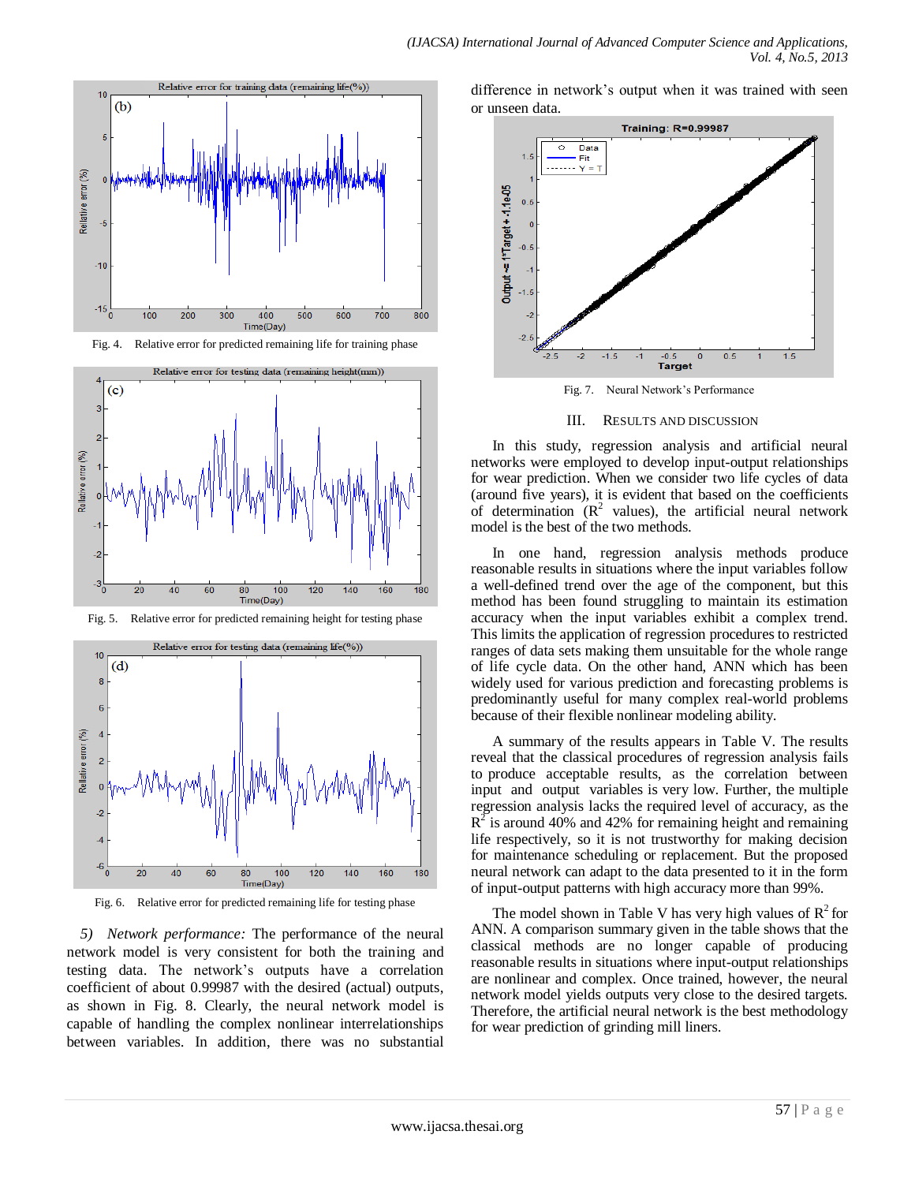Relative error for training data (remaining life(%))

(b)

Relative error (%)

Time(Day)

Fig. 4. Relative error for predicted remaining life for training phase

Relative error for testing data (remaining height(mm))

(c)

Relative error (%)

Time(Day)

Fig. 5. Relative error for predicted remaining height for testing phase

Relative error for testing data (remaining life(%))

(d)

Relative error (%)

Time(Day)

Fig. 6. Relative error for predicted remaining life for testing phase

*5) Network performance:* The performance of the neural network model is very consistent for both the training and testing data. The network's outputs have a correlation coefficient of about 0.99987 with the desired (actual) outputs, as shown in Fig. 8. Clearly, the neural network model is capable of handling the complex nonlinear interrelationships between variables. In addition, there was no substantial difference in network's output when it was trained with seen or unseen data.

Training: R=0.99987

Data
Fit
Y = T

Output ~= 1*Target + -1.1e-05

Target

Fig. 7. Neural Network's Performance

## III. Results and Discussion

In this study, regression analysis and artificial neural networks were employed to develop input-output relationships for wear prediction. When we consider two life cycles of data (around five years), it is evident that based on the coefficients of determination ($R^2$ values), the artificial neural network model is the best of the two methods.

In one hand, regression analysis methods produce reasonable results in situations where the input variables follow a well-defined trend over the age of the component, but this method has been found struggling to maintain its estimation accuracy when the input variables exhibit a complex trend. This limits the application of regression procedures to restricted ranges of data sets making them unsuitable for the whole range of life cycle data. On the other hand, ANN which has been widely used for various prediction and forecasting problems is predominantly useful for many complex real-world problems because of their flexible nonlinear modeling ability.

A summary of the results appears in Table V. The results reveal that the classical procedures of regression analysis fails to produce acceptable results, as the correlation between input and output variables is very low. Further, the multiple regression analysis lacks the required level of accuracy, as the $R^2$ is around 40% and 42% for remaining height and remaining life respectively, so it is not trustworthy for making decision for maintenance scheduling or replacement. But the proposed neural network can adapt to the data presented to it in the form of input-output patterns with high accuracy more than 99%.

The model shown in Table V has very high values of $R^2$ for ANN. A comparison summary given in the table shows that the classical methods are no longer capable of producing reasonable results in situations where input-output relationships are nonlinear and complex. Once trained, however, the neural network model yields outputs very close to the desired targets. Therefore, the artificial neural network is the best methodology for wear prediction of grinding mill liners.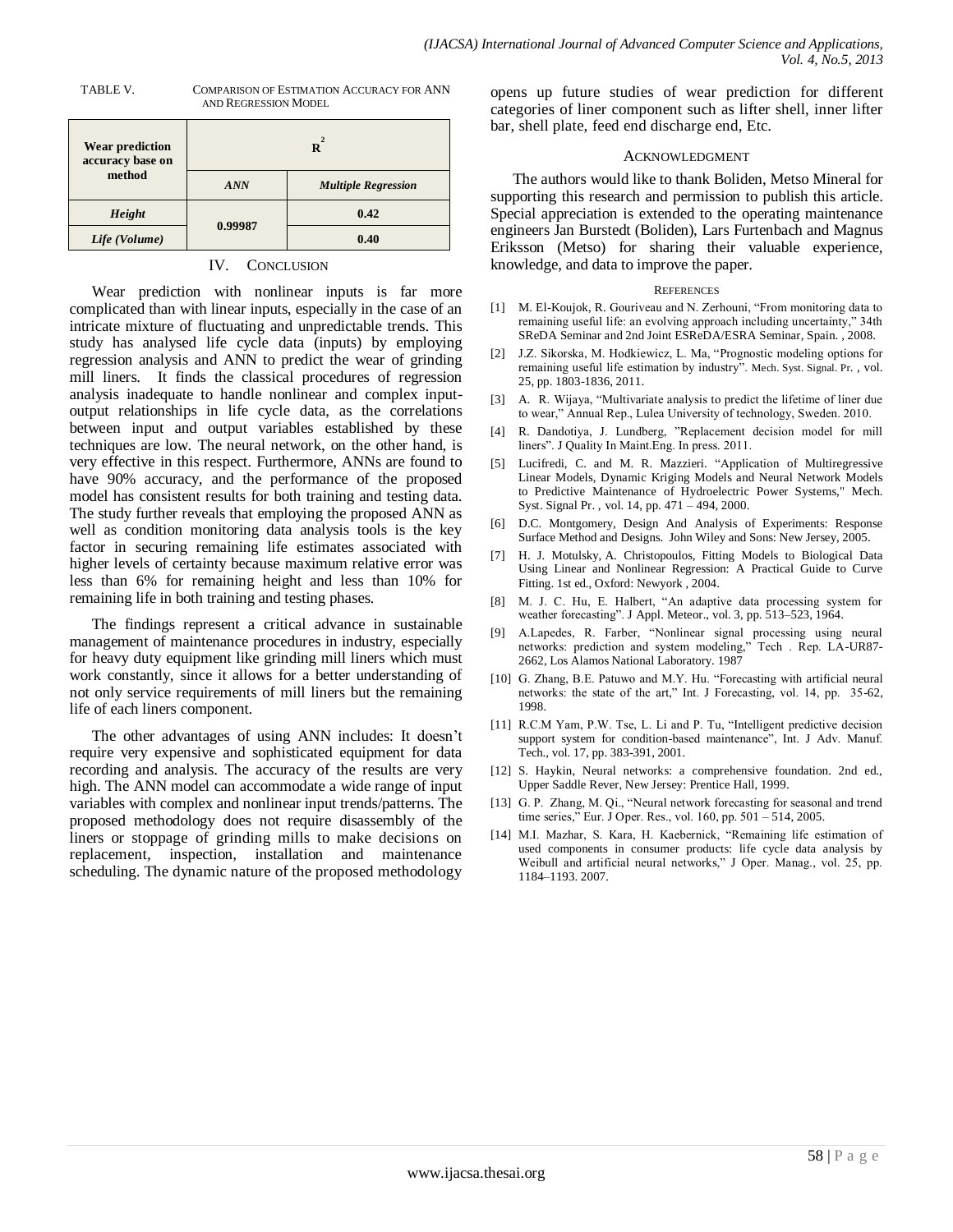TABLE V. COMPARISON OF ESTIMATION ACCURACY FOR ANN AND REGRESSION MODEL

| Wear prediction accuracy base on method | $R^2$ | |
|---|---|---|
| | *ANN* | *Multiple Regression* |
| ***Height*** | 0.99987 | 0.42 |
| ***Life (Volume)*** | | 0.40 |

## IV. CONCLUSION

Wear prediction with nonlinear inputs is far more complicated than with linear inputs, especially in the case of an intricate mixture of fluctuating and unpredictable trends. This study has analysed life cycle data (inputs) by employing regression analysis and ANN to predict the wear of grinding mill liners. It finds the classical procedures of regression analysis inadequate to handle nonlinear and complex input-output relationships in life cycle data, as the correlations between input and output variables established by these techniques are low. The neural network, on the other hand, is very effective in this respect. Furthermore, ANNs are found to have 90% accuracy, and the performance of the proposed model has consistent results for both training and testing data. The study further reveals that employing the proposed ANN as well as condition monitoring data analysis tools is the key factor in securing remaining life estimates associated with higher levels of certainty because maximum relative error was less than 6% for remaining height and less than 10% for remaining life in both training and testing phases.

The findings represent a critical advance in sustainable management of maintenance procedures in industry, especially for heavy duty equipment like grinding mill liners which must work constantly, since it allows for a better understanding of not only service requirements of mill liners but the remaining life of each liners component.

The other advantages of using ANN includes: It doesn't require very expensive and sophisticated equipment for data recording and analysis. The accuracy of the results are very high. The ANN model can accommodate a wide range of input variables with complex and nonlinear input trends/patterns. The proposed methodology does not require disassembly of the liners or stoppage of grinding mills to make decisions on replacement, inspection, installation and maintenance scheduling. The dynamic nature of the proposed methodology opens up future studies of wear prediction for different categories of liner component such as lifter shell, inner lifter bar, shell plate, feed end discharge end, Etc.

## ACKNOWLEDGMENT

The authors would like to thank Boliden, Metso Mineral for supporting this research and permission to publish this article. Special appreciation is extended to the operating maintenance engineers Jan Burstedt (Boliden), Lars Furtenbach and Magnus Eriksson (Metso) for sharing their valuable experience, knowledge, and data to improve the paper.

## REFERENCES

[1] M. El-Koujok, R. Gouriveau and N. Zerhouni, "From monitoring data to remaining useful life: an evolving approach including uncertainty," 34th SReDA Seminar and 2nd Joint ESReDA/ESRA Seminar, Spain. , 2008.

[2] J.Z. Sikorska, M. Hodkiewicz, L. Ma, "Prognostic modeling options for remaining useful life estimation by industry". Mech. Syst. Signal. Pr. , vol. 25, pp. 1803-1836, 2011.

[3] A. R. Wijaya, "Multivariate analysis to predict the lifetime of liner due to wear," Annual Rep., Lulea University of technology, Sweden. 2010.

[4] R. Dandotiya, J. Lundberg, "Replacement decision model for mill liners". J Quality In Maint.Eng. In press. 2011.

[5] Lucifredi, C. and M. R. Mazzieri. "Application of Multiregressive Linear Models, Dynamic Kriging Models and Neural Network Models to Predictive Maintenance of Hydroelectric Power Systems," Mech. Syst. Signal Pr. , vol. 14, pp. 471 – 494, 2000.

[6] D.C. Montgomery, Design And Analysis of Experiments: Response Surface Method and Designs. John Wiley and Sons: New Jersey, 2005.

[7] H. J. Motulsky, A. Christopoulos, Fitting Models to Biological Data Using Linear and Nonlinear Regression: A Practical Guide to Curve Fitting. 1st ed., Oxford: Newyork , 2004.

[8] M. J. C. Hu, E. Halbert, "An adaptive data processing system for weather forecasting". J Appl. Meteor., vol. 3, pp. 513–523, 1964.

[9] A.Lapedes, R. Farber, "Nonlinear signal processing using neural networks: prediction and system modeling," Tech . Rep. LA-UR87-2662, Los Alamos National Laboratory. 1987

[10] G. Zhang, B.E. Patuwo and M.Y. Hu. "Forecasting with artificial neural networks: the state of the art," Int. J Forecasting, vol. 14, pp. 35-62, 1998.

[11] R.C.M Yam, P.W. Tse, L. Li and P. Tu, "Intelligent predictive decision support system for condition-based maintenance", Int. J Adv. Manuf. Tech., vol. 17, pp. 383-391, 2001.

[12] S. Haykin, Neural networks: a comprehensive foundation. 2nd ed., Upper Saddle Rever, New Jersey: Prentice Hall, 1999.

[13] G. P. Zhang, M. Qi., "Neural network forecasting for seasonal and trend time series," Eur. J Oper. Res., vol. 160, pp. 501 – 514, 2005.

[14] M.I. Mazhar, S. Kara, H. Kaebernick, "Remaining life estimation of used components in consumer products: life cycle data analysis by Weibull and artificial neural networks," J Oper. Manag., vol. 25, pp. 1184–1193. 2007.